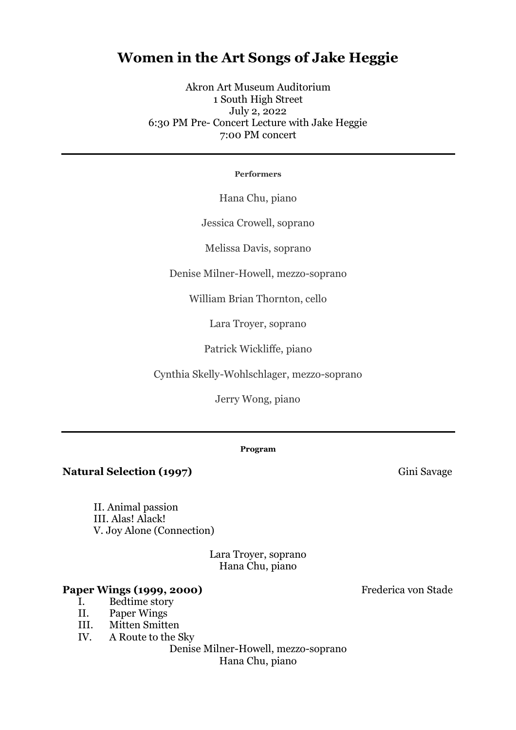# Women in the Art Songs of Jake Heggie

Akron Art Museum Auditorium
1 South High Street
July 2, 2022
6:30 PM Pre- Concert Lecture with Jake Heggie
7:00 PM concert

---

**Performers**

Hana Chu, piano

Jessica Crowell, soprano

Melissa Davis, soprano

Denise Milner-Howell, mezzo-soprano

William Brian Thornton, cello

Lara Troyer, soprano

Patrick Wickliffe, piano

Cynthia Skelly-Wohlschlager, mezzo-soprano

Jerry Wong, piano

---

**Program**

**Natural Selection (1997)** — Gini Savage

II. Animal passion
III. Alas! Alack!
V. Joy Alone (Connection)

Lara Troyer, soprano
Hana Chu, piano

**Paper Wings (1999, 2000)** — Frederica von Stade

I. Bedtime story
II. Paper Wings
III. Mitten Smitten
IV. A Route to the Sky

Denise Milner-Howell, mezzo-soprano
Hana Chu, piano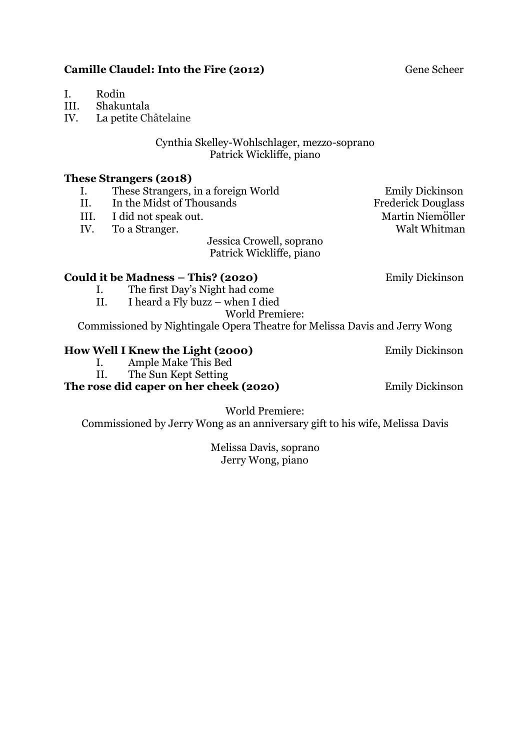**Camille Claudel: Into the Fire (2012)** Gene Scheer

I. Rodin
III. Shakuntala
IV. La petite Châtelaine

Cynthia Skelley-Wohlschlager, mezzo-soprano
Patrick Wickliffe, piano

**These Strangers (2018)**

I. These Strangers, in a foreign World — Emily Dickinson
II. In the Midst of Thousands — Frederick Douglass
III. I did not speak out. — Martin Niemöller
IV. To a Stranger. — Walt Whitman

Jessica Crowell, soprano
Patrick Wickliffe, piano

**Could it be Madness – This? (2020)** Emily Dickinson

I. The first Day's Night had come
II. I heard a Fly buzz – when I died

World Premiere:
Commissioned by Nightingale Opera Theatre for Melissa Davis and Jerry Wong

**How Well I Knew the Light (2000)** Emily Dickinson

I. Ample Make This Bed
II. The Sun Kept Setting

**The rose did caper on her cheek (2020)** Emily Dickinson

World Premiere:
Commissioned by Jerry Wong as an anniversary gift to his wife, Melissa Davis

Melissa Davis, soprano
Jerry Wong, piano